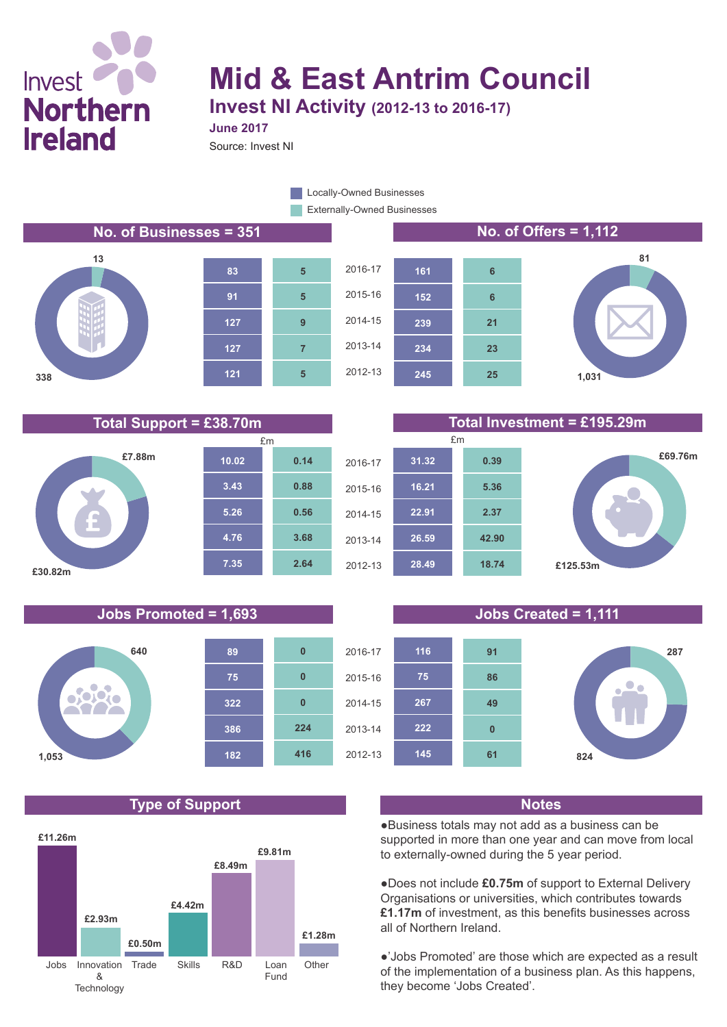# Mid & East Antrim Council

## Invest NI Activity (2012-13 to 2016-17)

**June 2017**

Source: Invest NI

Legend: Locally-Owned Businesses; Externally-Owned Businesses

## No. of Businesses = 351

Locally-Owned: 338; Externally-Owned: 13

| Year | Locally-Owned | Externally-Owned |
|---|---|---|
| 2016-17 | 83 | 5 |
| 2015-16 | 91 | 5 |
| 2014-15 | 127 | 9 |
| 2013-14 | 127 | 7 |
| 2012-13 | 121 | 5 |

## No. of Offers = 1,112

Locally-Owned: 1,031; Externally-Owned: 81

| Year | Locally-Owned | Externally-Owned |
|---|---|---|
| 2016-17 | 161 | 6 |
| 2015-16 | 152 | 6 |
| 2014-15 | 239 | 21 |
| 2013-14 | 234 | 23 |
| 2012-13 | 245 | 25 |

## Total Support = £38.70m

Locally-Owned: £30.82m; Externally-Owned: £7.88m

| Year | Locally-Owned (£m) | Externally-Owned (£m) |
|---|---|---|
| 2016-17 | 10.02 | 0.14 |
| 2015-16 | 3.43 | 0.88 |
| 2014-15 | 5.26 | 0.56 |
| 2013-14 | 4.76 | 3.68 |
| 2012-13 | 7.35 | 2.64 |

## Total Investment = £195.29m

Locally-Owned: £125.53m; Externally-Owned: £69.76m

| Year | Locally-Owned (£m) | Externally-Owned (£m) |
|---|---|---|
| 2016-17 | 31.32 | 0.39 |
| 2015-16 | 16.21 | 5.36 |
| 2014-15 | 22.91 | 2.37 |
| 2013-14 | 26.59 | 42.90 |
| 2012-13 | 28.49 | 18.74 |

## Jobs Promoted = 1,693

Locally-Owned: 1,053; Externally-Owned: 640

| Year | Locally-Owned | Externally-Owned |
|---|---|---|
| 2016-17 | 89 | 0 |
| 2015-16 | 75 | 0 |
| 2014-15 | 322 | 0 |
| 2013-14 | 386 | 224 |
| 2012-13 | 182 | 416 |

## Jobs Created = 1,111

Locally-Owned: 824; Externally-Owned: 287

| Year | Locally-Owned | Externally-Owned |
|---|---|---|
| 2016-17 | 116 | 91 |
| 2015-16 | 75 | 86 |
| 2014-15 | 267 | 49 |
| 2013-14 | 222 | 0 |
| 2012-13 | 145 | 61 |

## Type of Support

| Type | Amount |
|---|---|
| Jobs | £11.26m |
| Innovation & Technology | £2.93m |
| Trade | £0.50m |
| Skills | £4.42m |
| R&D | £8.49m |
| Loan Fund | £9.81m |
| Other | £1.28m |

## Notes

- Business totals may not add as a business can be supported in more than one year and can move from local to externally-owned during the 5 year period.
- Does not include **£0.75m** of support to External Delivery Organisations or universities, which contributes towards **£1.17m** of investment, as this benefits businesses across all of Northern Ireland.
- 'Jobs Promoted' are those which are expected as a result of the implementation of a business plan. As this happens, they become 'Jobs Created'.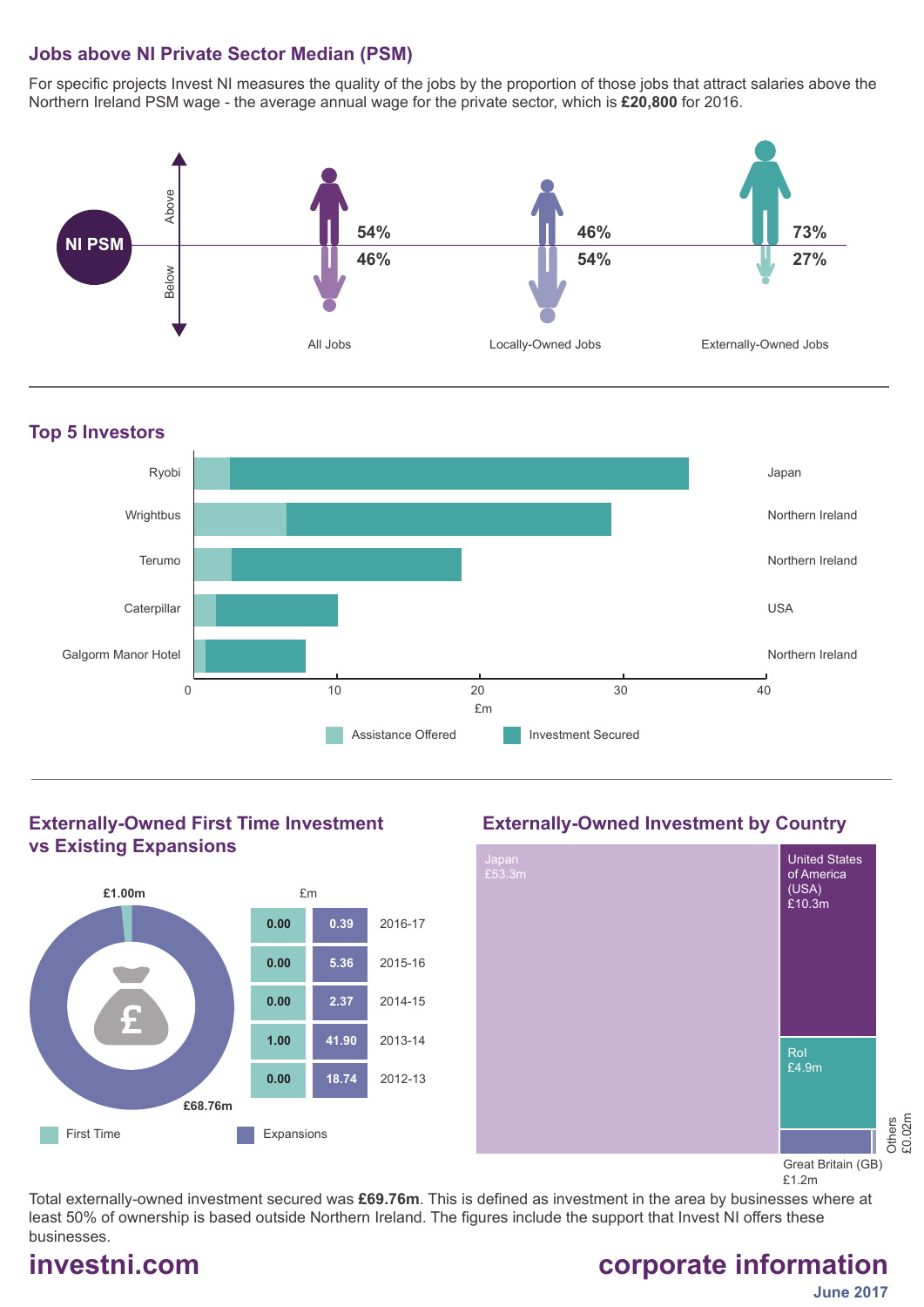## Jobs above NI Private Sector Median (PSM)

For specific projects Invest NI measures the quality of the jobs by the proportion of those jobs that attract salaries above the Northern Ireland PSM wage - the average annual wage for the private sector, which is **£20,800** for 2016.

NI PSM

Above

Below

54%
46%
All Jobs

46%
54%
Locally-Owned Jobs

73%
27%
Externally-Owned Jobs

## Top 5 Investors

Ryobi — Japan
Wrightbus — Northern Ireland
Terumo — Northern Ireland
Caterpillar — USA
Galgorm Manor Hotel — Northern Ireland

0 10 20 30 40
£m

Assistance Offered
Investment Secured

## Externally-Owned First Time Investment vs Existing Expansions

£1.00m
£68.76m

First Time
Expansions

£m

| First Time | Expansions | |
|---|---|---|
| 0.00 | 0.39 | 2016-17 |
| 0.00 | 5.36 | 2015-16 |
| 0.00 | 2.37 | 2014-15 |
| 1.00 | 41.90 | 2013-14 |
| 0.00 | 18.74 | 2012-13 |

## Externally-Owned Investment by Country

Japan £53.3m
United States of America (USA) £10.3m
RoI £4.9m
Great Britain (GB) £1.2m
Others £0.02m

Total externally-owned investment secured was **£69.76m**. This is defined as investment in the area by businesses where at least 50% of ownership is based outside Northern Ireland. The figures include the support that Invest NI offers these businesses.

**investni.com**

**corporate information**

June 2017